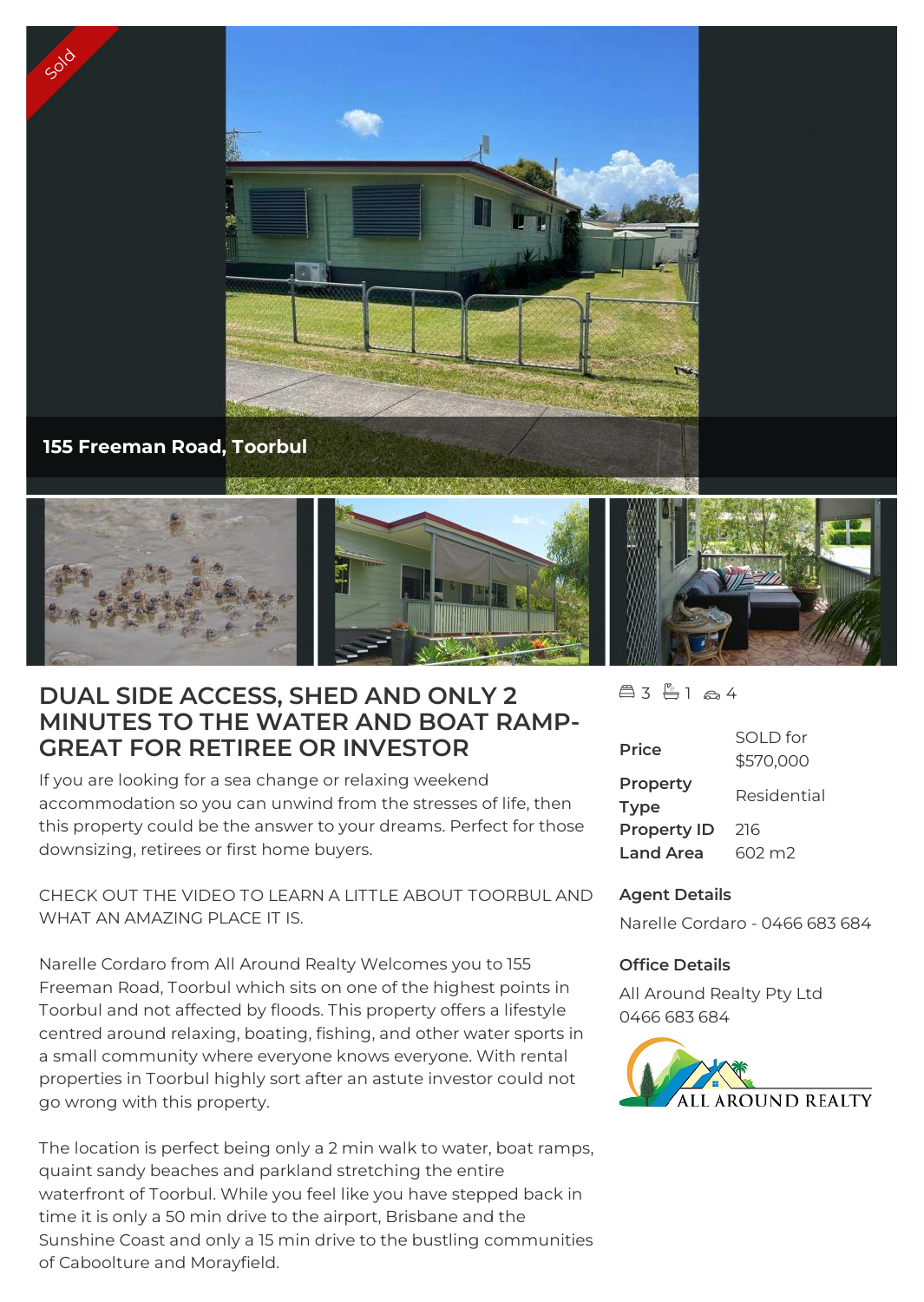Sold

**155 Freeman Road, Toorbul**

# DUAL SIDE ACCESS, SHED AND ONLY 2 MINUTES TO THE WATER AND BOAT RAMP-GREAT FOR RETIREE OR INVESTOR

3 | 1 | 4

| Price | SOLD for $570,000 |
|---|---|
| Property Type | Residential |
| Property ID | 216 |
| Land Area | 602 m2 |

**Agent Details**

Narelle Cordaro - 0466 683 684

**Office Details**

All Around Realty Pty Ltd
0466 683 684

ALL AROUND REALTY

If you are looking for a sea change or relaxing weekend accommodation so you can unwind from the stresses of life, then this property could be the answer to your dreams. Perfect for those downsizing, retirees or first home buyers.

CHECK OUT THE VIDEO TO LEARN A LITTLE ABOUT TOORBUL AND WHAT AN AMAZING PLACE IT IS.

Narelle Cordaro from All Around Realty Welcomes you to 155 Freeman Road, Toorbul which sits on one of the highest points in Toorbul and not affected by floods. This property offers a lifestyle centred around relaxing, boating, fishing, and other water sports in a small community where everyone knows everyone. With rental properties in Toorbul highly sort after an astute investor could not go wrong with this property.

The location is perfect being only a 2 min walk to water, boat ramps, quaint sandy beaches and parkland stretching the entire waterfront of Toorbul. While you feel like you have stepped back in time it is only a 50 min drive to the airport, Brisbane and the Sunshine Coast and only a 15 min drive to the bustling communities of Caboolture and Morayfield.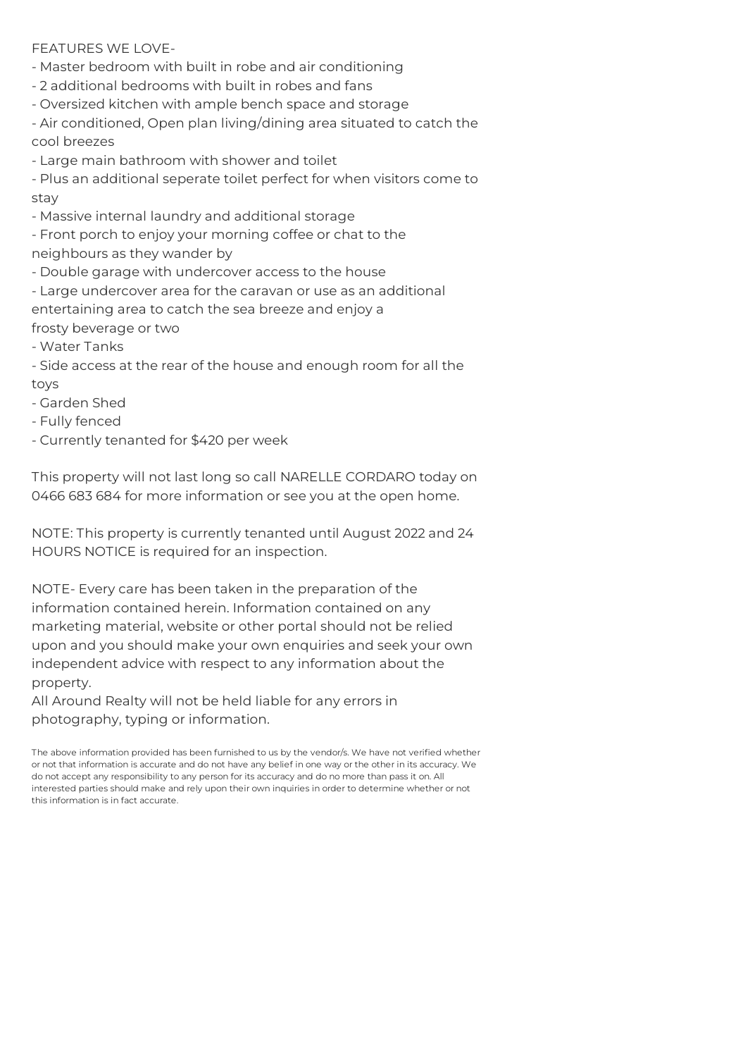FEATURES WE LOVE-

- Master bedroom with built in robe and air conditioning
- 2 additional bedrooms with built in robes and fans
- Oversized kitchen with ample bench space and storage
- Air conditioned, Open plan living/dining area situated to catch the cool breezes
- Large main bathroom with shower and toilet
- Plus an additional seperate toilet perfect for when visitors come to stay
- Massive internal laundry and additional storage
- Front porch to enjoy your morning coffee or chat to the neighbours as they wander by
- Double garage with undercover access to the house
- Large undercover area for the caravan or use as an additional entertaining area to catch the sea breeze and enjoy a frosty beverage or two
- Water Tanks
- Side access at the rear of the house and enough room for all the toys
- Garden Shed
- Fully fenced
- Currently tenanted for $420 per week

This property will not last long so call NARELLE CORDARO today on 0466 683 684 for more information or see you at the open home.

NOTE: This property is currently tenanted until August 2022 and 24 HOURS NOTICE is required for an inspection.

NOTE- Every care has been taken in the preparation of the information contained herein. Information contained on any marketing material, website or other portal should not be relied upon and you should make your own enquiries and seek your own independent advice with respect to any information about the property.
All Around Realty will not be held liable for any errors in photography, typing or information.

The above information provided has been furnished to us by the vendor/s. We have not verified whether or not that information is accurate and do not have any belief in one way or the other in its accuracy. We do not accept any responsibility to any person for its accuracy and do no more than pass it on. All interested parties should make and rely upon their own inquiries in order to determine whether or not this information is in fact accurate.